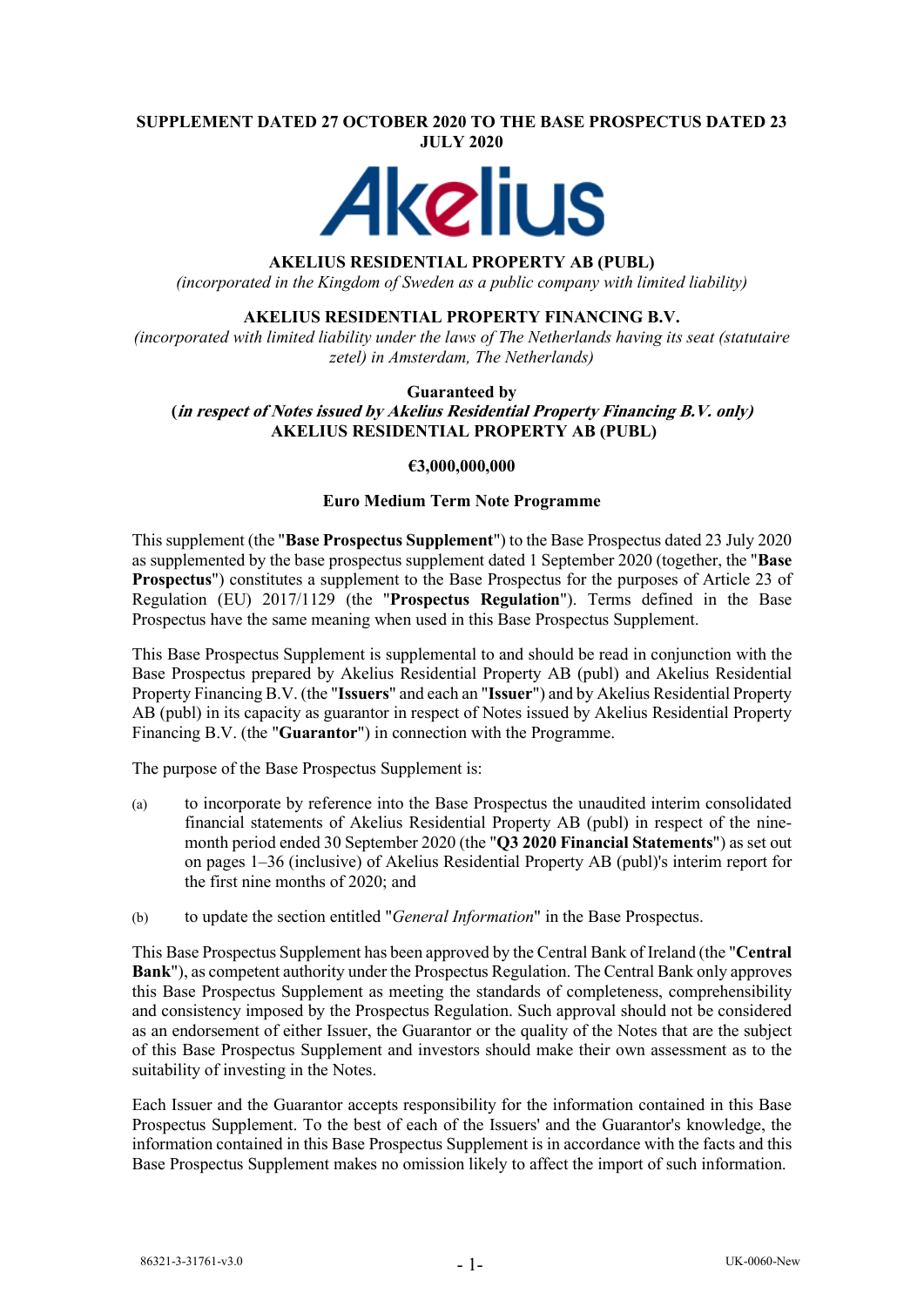**SUPPLEMENT DATED 27 OCTOBER 2020 TO THE BASE PROSPECTUS DATED 23 JULY 2020**

**AKELIUS RESIDENTIAL PROPERTY AB (PUBL)**

*(incorporated in the Kingdom of Sweden as a public company with limited liability)*

**AKELIUS RESIDENTIAL PROPERTY FINANCING B.V.**

*(incorporated with limited liability under the laws of The Netherlands having its seat (statutaire zetel) in Amsterdam, The Netherlands)*

**Guaranteed by**

**(*in respect of Notes issued by Akelius Residential Property Financing B.V. only*)**

**AKELIUS RESIDENTIAL PROPERTY AB (PUBL)**

**€3,000,000,000**

**Euro Medium Term Note Programme**

This supplement (the "**Base Prospectus Supplement**") to the Base Prospectus dated 23 July 2020 as supplemented by the base prospectus supplement dated 1 September 2020 (together, the "**Base Prospectus**") constitutes a supplement to the Base Prospectus for the purposes of Article 23 of Regulation (EU) 2017/1129 (the "**Prospectus Regulation**"). Terms defined in the Base Prospectus have the same meaning when used in this Base Prospectus Supplement.

This Base Prospectus Supplement is supplemental to and should be read in conjunction with the Base Prospectus prepared by Akelius Residential Property AB (publ) and Akelius Residential Property Financing B.V. (the "**Issuers**" and each an "**Issuer**") and by Akelius Residential Property AB (publ) in its capacity as guarantor in respect of Notes issued by Akelius Residential Property Financing B.V. (the "**Guarantor**") in connection with the Programme.

The purpose of the Base Prospectus Supplement is:

(a) to incorporate by reference into the Base Prospectus the unaudited interim consolidated financial statements of Akelius Residential Property AB (publ) in respect of the nine-month period ended 30 September 2020 (the "**Q3 2020 Financial Statements**") as set out on pages 1–36 (inclusive) of Akelius Residential Property AB (publ)'s interim report for the first nine months of 2020; and

(b) to update the section entitled "*General Information*" in the Base Prospectus.

This Base Prospectus Supplement has been approved by the Central Bank of Ireland (the "**Central Bank**"), as competent authority under the Prospectus Regulation. The Central Bank only approves this Base Prospectus Supplement as meeting the standards of completeness, comprehensibility and consistency imposed by the Prospectus Regulation. Such approval should not be considered as an endorsement of either Issuer, the Guarantor or the quality of the Notes that are the subject of this Base Prospectus Supplement and investors should make their own assessment as to the suitability of investing in the Notes.

Each Issuer and the Guarantor accepts responsibility for the information contained in this Base Prospectus Supplement. To the best of each of the Issuers' and the Guarantor's knowledge, the information contained in this Base Prospectus Supplement is in accordance with the facts and this Base Prospectus Supplement makes no omission likely to affect the import of such information.

86321-3-31761-v3.0 UK-0060-New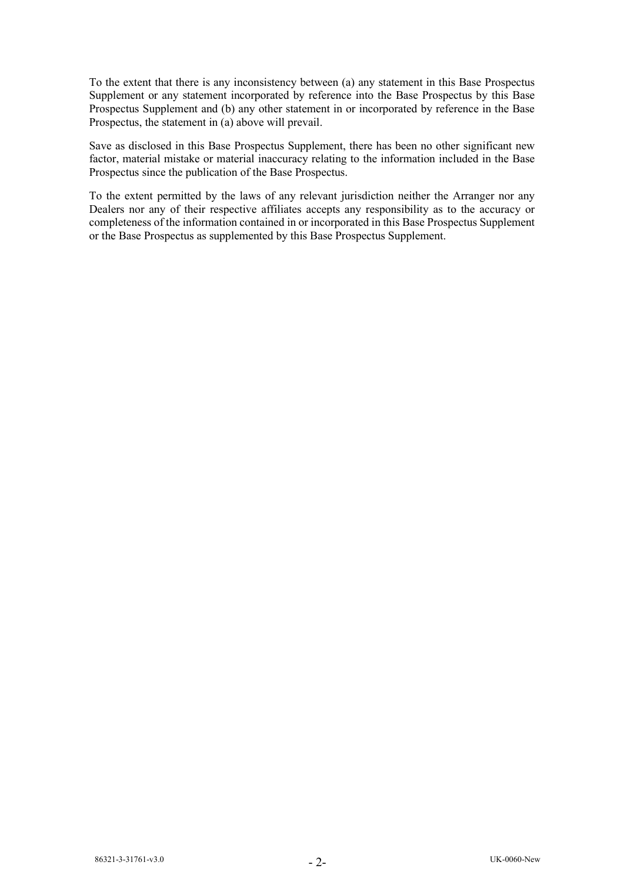To the extent that there is any inconsistency between (a) any statement in this Base Prospectus Supplement or any statement incorporated by reference into the Base Prospectus by this Base Prospectus Supplement and (b) any other statement in or incorporated by reference in the Base Prospectus, the statement in (a) above will prevail.

Save as disclosed in this Base Prospectus Supplement, there has been no other significant new factor, material mistake or material inaccuracy relating to the information included in the Base Prospectus since the publication of the Base Prospectus.

To the extent permitted by the laws of any relevant jurisdiction neither the Arranger nor any Dealers nor any of their respective affiliates accepts any responsibility as to the accuracy or completeness of the information contained in or incorporated in this Base Prospectus Supplement or the Base Prospectus as supplemented by this Base Prospectus Supplement.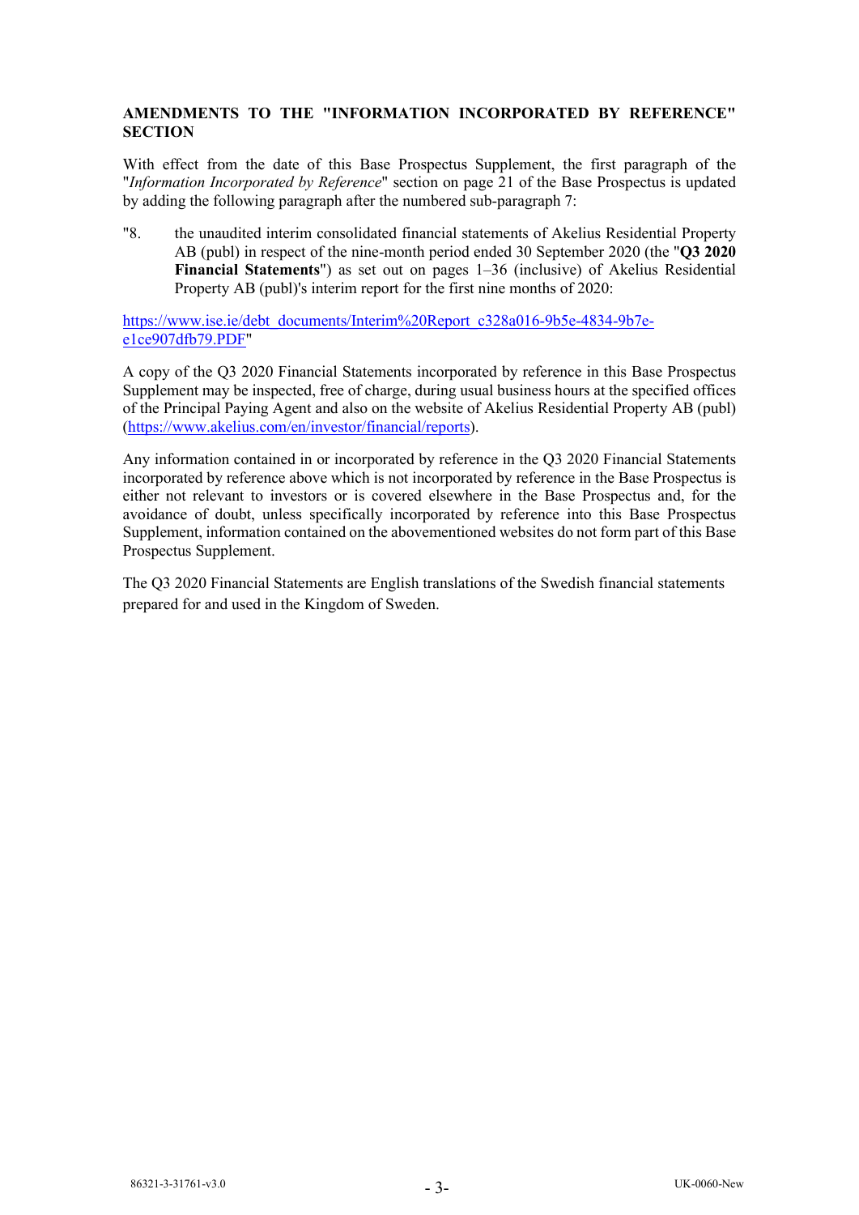## AMENDMENTS TO THE "INFORMATION INCORPORATED BY REFERENCE" SECTION

With effect from the date of this Base Prospectus Supplement, the first paragraph of the "*Information Incorporated by Reference*" section on page 21 of the Base Prospectus is updated by adding the following paragraph after the numbered sub-paragraph 7:

"8. the unaudited interim consolidated financial statements of Akelius Residential Property AB (publ) in respect of the nine-month period ended 30 September 2020 (the "**Q3 2020 Financial Statements**") as set out on pages 1–36 (inclusive) of Akelius Residential Property AB (publ)'s interim report for the first nine months of 2020:

https://www.ise.ie/debt_documents/Interim%20Report_c328a016-9b5e-4834-9b7e-e1ce907dfb79.PDF"

A copy of the Q3 2020 Financial Statements incorporated by reference in this Base Prospectus Supplement may be inspected, free of charge, during usual business hours at the specified offices of the Principal Paying Agent and also on the website of Akelius Residential Property AB (publ) (https://www.akelius.com/en/investor/financial/reports).

Any information contained in or incorporated by reference in the Q3 2020 Financial Statements incorporated by reference above which is not incorporated by reference in the Base Prospectus is either not relevant to investors or is covered elsewhere in the Base Prospectus and, for the avoidance of doubt, unless specifically incorporated by reference into this Base Prospectus Supplement, information contained on the abovementioned websites do not form part of this Base Prospectus Supplement.

The Q3 2020 Financial Statements are English translations of the Swedish financial statements prepared for and used in the Kingdom of Sweden.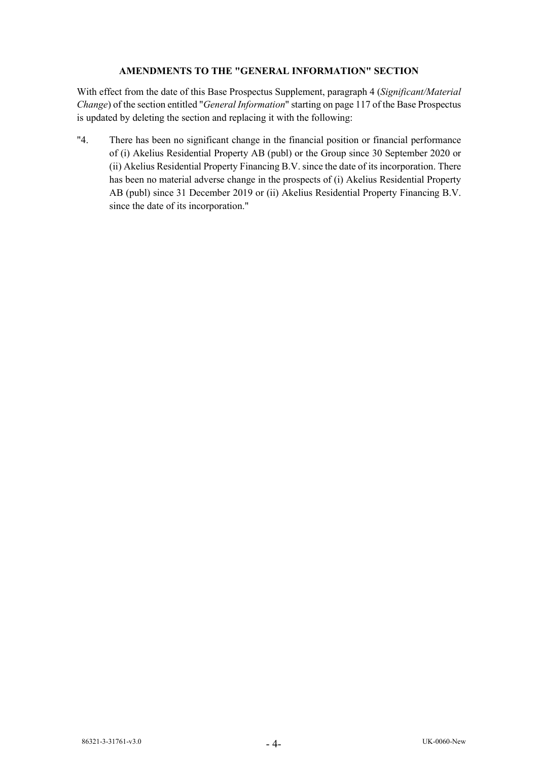## AMENDMENTS TO THE "GENERAL INFORMATION" SECTION

With effect from the date of this Base Prospectus Supplement, paragraph 4 (*Significant/Material Change*) of the section entitled "*General Information*" starting on page 117 of the Base Prospectus is updated by deleting the section and replacing it with the following:

"4. There has been no significant change in the financial position or financial performance of (i) Akelius Residential Property AB (publ) or the Group since 30 September 2020 or (ii) Akelius Residential Property Financing B.V. since the date of its incorporation. There has been no material adverse change in the prospects of (i) Akelius Residential Property AB (publ) since 31 December 2019 or (ii) Akelius Residential Property Financing B.V. since the date of its incorporation."